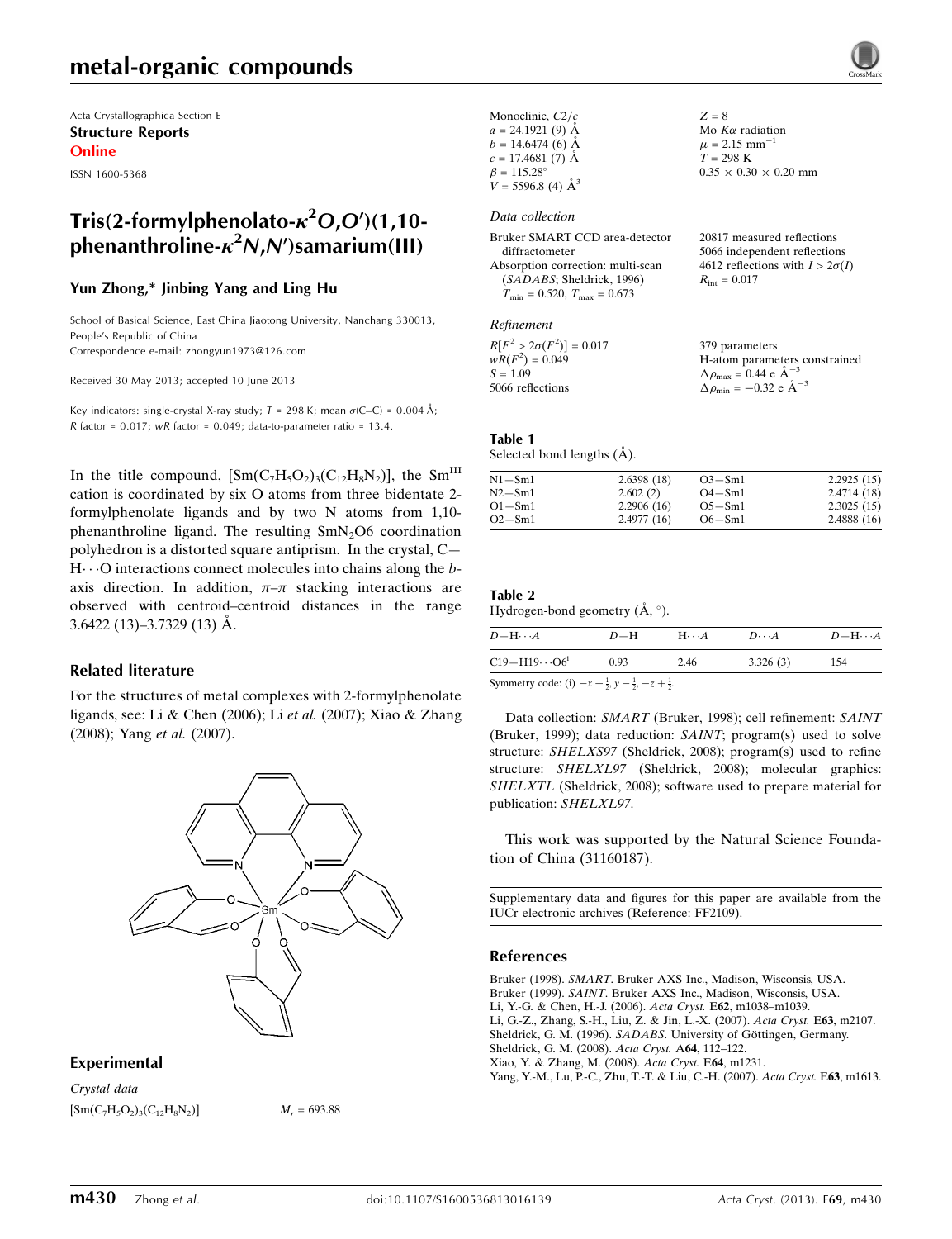Acta Crystallographica Section E
**Structure Reports**
**Online**

ISSN 1600-5368

# Tris(2-formylphenolato-$\kappa^2O,O'$)(1,10-phenanthroline-$\kappa^2N,N'$)samarium(III)

**Yun Zhong,\* Jinbing Yang and Ling Hu**

School of Basical Science, East China Jiaotong University, Nanchang 330013, People's Republic of China
Correspondence e-mail: zhongyun1973@126.com

Received 30 May 2013; accepted 10 June 2013

Key indicators: single-crystal X-ray study; $T$ = 298 K; mean $\sigma$(C–C) = 0.004 Å; $R$ factor = 0.017; $wR$ factor = 0.049; data-to-parameter ratio = 13.4.

In the title compound, $[Sm(C_7H_5O_2)_3(C_{12}H_8N_2)]$, the $Sm^{III}$ cation is coordinated by six O atoms from three bidentate 2-formylphenolate ligands and by two N atoms from 1,10-phenanthroline ligand. The resulting $SmN_2O6$ coordination polyhedron is a distorted square antiprism. In the crystal, C—H···O interactions connect molecules into chains along the *b*-axis direction. In addition, $\pi$–$\pi$ stacking interactions are observed with centroid–centroid distances in the range 3.6422 (13)–3.7329 (13) Å.

## Related literature

For the structures of metal complexes with 2-formylphenolate ligands, see: Li & Chen (2006); Li *et al.* (2007); Xiao & Zhang (2008); Yang *et al.* (2007).

## Experimental

*Crystal data*

$[Sm(C_7H_5O_2)_3(C_{12}H_8N_2)]$
$M_r$ = 693.88
Monoclinic, $C2/c$
$a$ = 24.1921 (9) Å
$b$ = 14.6474 (6) Å
$c$ = 17.4681 (7) Å
$\beta$ = 115.28°
$V$ = 5596.8 (4) Å$^3$
$Z$ = 8
Mo $K\alpha$ radiation
$\mu$ = 2.15 mm$^{-1}$
$T$ = 298 K
0.35 × 0.30 × 0.20 mm

*Data collection*

Bruker SMART CCD area-detector diffractometer
Absorption correction: multi-scan (*SADABS*; Sheldrick, 1996)
$T_{min}$ = 0.520, $T_{max}$ = 0.673
20817 measured reflections
5066 independent reflections
4612 reflections with $I > 2\sigma(I)$
$R_{int}$ = 0.017

*Refinement*

$R[F^2 > 2\sigma(F^2)]$ = 0.017
$wR(F^2)$ = 0.049
$S$ = 1.09
5066 reflections
379 parameters
H-atom parameters constrained
$\Delta\rho_{max}$ = 0.44 e Å$^{-3}$
$\Delta\rho_{min}$ = −0.32 e Å$^{-3}$

**Table 1**
Selected bond lengths (Å).

| | | | |
|---|---|---|---|
| N1—Sm1 | 2.6398 (18) | O3—Sm1 | 2.2925 (15) |
| N2—Sm1 | 2.602 (2) | O4—Sm1 | 2.4714 (18) |
| O1—Sm1 | 2.2906 (16) | O5—Sm1 | 2.3025 (15) |
| O2—Sm1 | 2.4977 (16) | O6—Sm1 | 2.4888 (16) |

**Table 2**
Hydrogen-bond geometry (Å, °).

| $D$—H···$A$ | $D$—H | H···$A$ | $D$···$A$ | $D$—H···$A$ |
|---|---|---|---|---|
| C19—H19···O6$^i$ | 0.93 | 2.46 | 3.326 (3) | 154 |

Symmetry code: (i) $-x+\frac{1}{2}, y-\frac{1}{2}, -z+\frac{1}{2}$.

Data collection: *SMART* (Bruker, 1998); cell refinement: *SAINT* (Bruker, 1999); data reduction: *SAINT*; program(s) used to solve structure: *SHELXS97* (Sheldrick, 2008); program(s) used to refine structure: *SHELXL97* (Sheldrick, 2008); molecular graphics: *SHELXTL* (Sheldrick, 2008); software used to prepare material for publication: *SHELXL97*.

This work was supported by the Natural Science Foundation of China (31160187).

Supplementary data and figures for this paper are available from the IUCr electronic archives (Reference: FF2109).

## References

Bruker (1998). *SMART*. Bruker AXS Inc., Madison, Wisconsin, USA.
Bruker (1999). *SAINT*. Bruker AXS Inc., Madison, Wisconsin, USA.
Li, Y.-G. & Chen, H.-J. (2006). *Acta Cryst.* E**62**, m1038–m1039.
Li, G.-Z., Zhang, S.-H., Liu, Z. & Jin, L.-X. (2007). *Acta Cryst.* E**63**, m2107.
Sheldrick, G. M. (1996). *SADABS*. University of Göttingen, Germany.
Sheldrick, G. M. (2008). *Acta Cryst.* A**64**, 112–122.
Xiao, Y. & Zhang, M. (2008). *Acta Cryst.* E**64**, m1231.
Yang, Y.-M., Lu, P.-C., Zhu, T.-T. & Liu, C.-H. (2007). *Acta Cryst.* E**63**, m1613.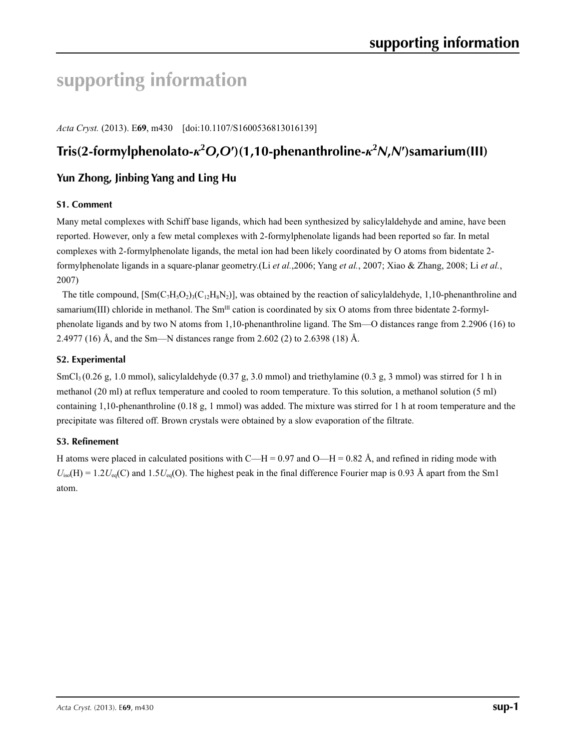# supporting information

*Acta Cryst.* (2013). E**69**, m430 [doi:10.1107/S1600536813016139]

## Tris(2-formylphenolato-κ$^2$*O*,*O*′)(1,10-phenanthroline-κ$^2$*N*,*N*′)samarium(III)

### Yun Zhong, Jinbing Yang and Ling Hu

#### S1. Comment

Many metal complexes with Schiff base ligands, which had been synthesized by salicylaldehyde and amine, have been reported. However, only a few metal complexes with 2-formylphenolate ligands had been reported so far. In metal complexes with 2-formylphenolate ligands, the metal ion had been likely coordinated by O atoms from bidentate 2-formylphenolate ligands in a square-planar geometry.(Li *et al.*,2006; Yang *et al.*, 2007; Xiao & Zhang, 2008; Li *et al.*, 2007)

The title compound, $[Sm(C_7H_5O_2)_3(C_{12}H_8N_2)]$, was obtained by the reaction of salicylaldehyde, 1,10-phenanthroline and samarium(III) chloride in methanol. The $Sm^{III}$ cation is coordinated by six O atoms from three bidentate 2-formyl-phenolate ligands and by two N atoms from 1,10-phenanthroline ligand. The Sm—O distances range from 2.2906 (16) to 2.4977 (16) Å, and the Sm—N distances range from 2.602 (2) to 2.6398 (18) Å.

#### S2. Experimental

$SmCl_3$ (0.26 g, 1.0 mmol), salicylaldehyde (0.37 g, 3.0 mmol) and triethylamine (0.3 g, 3 mmol) was stirred for 1 h in methanol (20 ml) at reflux temperature and cooled to room temperature. To this solution, a methanol solution (5 ml) containing 1,10-phenanthroline (0.18 g, 1 mmol) was added. The mixture was stirred for 1 h at room temperature and the precipitate was filtered off. Brown crystals were obtained by a slow evaporation of the filtrate.

#### S3. Refinement

H atoms were placed in calculated positions with C—H = 0.97 and O—H = 0.82 Å, and refined in riding mode with $U_{iso}$(H) = 1.2$U_{eq}$(C) and 1.5$U_{eq}$(O). The highest peak in the final difference Fourier map is 0.93 Å apart from the Sm1 atom.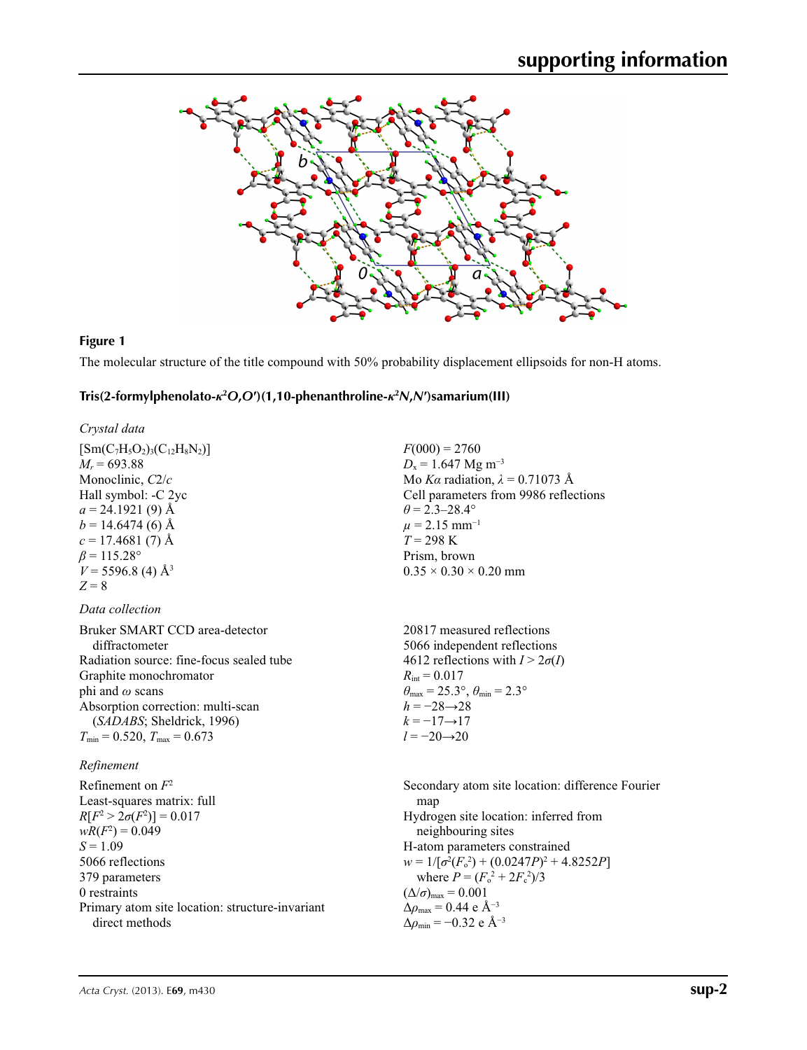**Figure 1**

The molecular structure of the title compound with 50% probability displacement ellipsoids for non-H atoms.

## Tris(2-formylphenolato-$\kappa^2O,O'$)(1,10-phenanthroline-$\kappa^2N,N'$)samarium(III)

### *Crystal data*

$[Sm(C_7H_5O_2)_3(C_{12}H_8N_2)]$
$M_r = 693.88$
Monoclinic, $C2/c$
Hall symbol: -C 2yc
$a = 24.1921$ (9) Å
$b = 14.6474$ (6) Å
$c = 17.4681$ (7) Å
$\beta = 115.28°$
$V = 5596.8$ (4) Å$^3$
$Z = 8$

$F(000) = 2760$
$D_x = 1.647$ Mg m$^{-3}$
Mo $K\alpha$ radiation, $\lambda = 0.71073$ Å
Cell parameters from 9986 reflections
$\theta = 2.3$–$28.4°$
$\mu = 2.15$ mm$^{-1}$
$T = 298$ K
Prism, brown
0.35 × 0.30 × 0.20 mm

### *Data collection*

Bruker SMART CCD area-detector diffractometer
Radiation source: fine-focus sealed tube
Graphite monochromator
phi and $\omega$ scans
Absorption correction: multi-scan (*SADABS*; Sheldrick, 1996)
$T_{min} = 0.520$, $T_{max} = 0.673$

20817 measured reflections
5066 independent reflections
4612 reflections with $I > 2\sigma(I)$
$R_{int} = 0.017$
$\theta_{max} = 25.3°$, $\theta_{min} = 2.3°$
$h = -28 \rightarrow 28$
$k = -17 \rightarrow 17$
$l = -20 \rightarrow 20$

### *Refinement*

Refinement on $F^2$
Least-squares matrix: full
$R[F^2 > 2\sigma(F^2)] = 0.017$
$wR(F^2) = 0.049$
$S = 1.09$
5066 reflections
379 parameters
0 restraints
Primary atom site location: structure-invariant direct methods

Secondary atom site location: difference Fourier map
Hydrogen site location: inferred from neighbouring sites
H-atom parameters constrained
$w = 1/[\sigma^2(F_o^2) + (0.0247P)^2 + 4.8252P]$ where $P = (F_o^2 + 2F_c^2)/3$
$(\Delta/\sigma)_{max} = 0.001$
$\Delta\rho_{max} = 0.44$ e Å$^{-3}$
$\Delta\rho_{min} = -0.32$ e Å$^{-3}$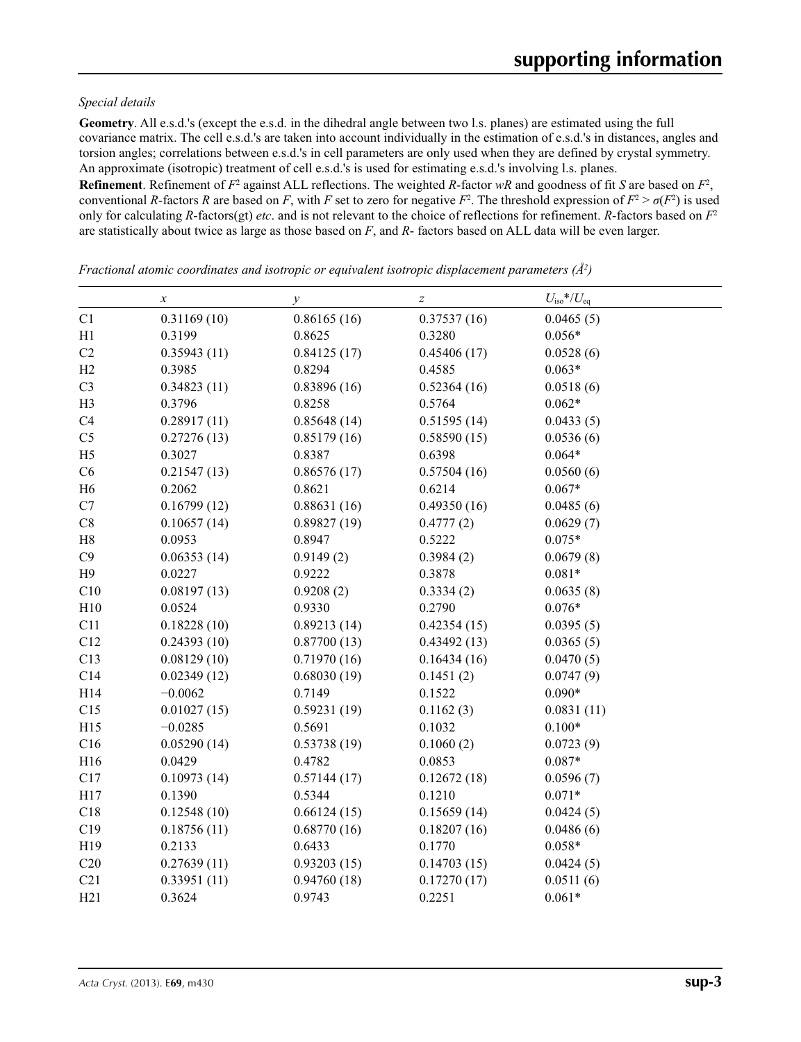*Special details*

**Geometry**. All e.s.d.'s (except the e.s.d. in the dihedral angle between two l.s. planes) are estimated using the full covariance matrix. The cell e.s.d.'s are taken into account individually in the estimation of e.s.d.'s in distances, angles and torsion angles; correlations between e.s.d.'s in cell parameters are only used when they are defined by crystal symmetry. An approximate (isotropic) treatment of cell e.s.d.'s is used for estimating e.s.d.'s involving l.s. planes.

**Refinement**. Refinement of $F^2$ against ALL reflections. The weighted *R*-factor *wR* and goodness of fit *S* are based on $F^2$, conventional *R*-factors *R* are based on *F*, with *F* set to zero for negative $F^2$. The threshold expression of $F^2 > \sigma(F^2)$ is used only for calculating *R*-factors(gt) *etc*. and is not relevant to the choice of reflections for refinement. *R*-factors based on $F^2$ are statistically about twice as large as those based on *F*, and *R*- factors based on ALL data will be even larger.

*Fractional atomic coordinates and isotropic or equivalent isotropic displacement parameters (Å²)*

| | *x* | *y* | *z* | $U_{iso}$*/$U_{eq}$ |
|---|---|---|---|---|
| C1 | 0.31169 (10) | 0.86165 (16) | 0.37537 (16) | 0.0465 (5) |
| H1 | 0.3199 | 0.8625 | 0.3280 | 0.056* |
| C2 | 0.35943 (11) | 0.84125 (17) | 0.45406 (17) | 0.0528 (6) |
| H2 | 0.3985 | 0.8294 | 0.4585 | 0.063* |
| C3 | 0.34823 (11) | 0.83896 (16) | 0.52364 (16) | 0.0518 (6) |
| H3 | 0.3796 | 0.8258 | 0.5764 | 0.062* |
| C4 | 0.28917 (11) | 0.85648 (14) | 0.51595 (14) | 0.0433 (5) |
| C5 | 0.27276 (13) | 0.85179 (16) | 0.58590 (15) | 0.0536 (6) |
| H5 | 0.3027 | 0.8387 | 0.6398 | 0.064* |
| C6 | 0.21547 (13) | 0.86576 (17) | 0.57504 (16) | 0.0560 (6) |
| H6 | 0.2062 | 0.8621 | 0.6214 | 0.067* |
| C7 | 0.16799 (12) | 0.88631 (16) | 0.49350 (16) | 0.0485 (6) |
| C8 | 0.10657 (14) | 0.89827 (19) | 0.4777 (2) | 0.0629 (7) |
| H8 | 0.0953 | 0.8947 | 0.5222 | 0.075* |
| C9 | 0.06353 (14) | 0.9149 (2) | 0.3984 (2) | 0.0679 (8) |
| H9 | 0.0227 | 0.9222 | 0.3878 | 0.081* |
| C10 | 0.08197 (13) | 0.9208 (2) | 0.3334 (2) | 0.0635 (8) |
| H10 | 0.0524 | 0.9330 | 0.2790 | 0.076* |
| C11 | 0.18228 (10) | 0.89213 (14) | 0.42354 (15) | 0.0395 (5) |
| C12 | 0.24393 (10) | 0.87700 (13) | 0.43492 (13) | 0.0365 (5) |
| C13 | 0.08129 (10) | 0.71970 (16) | 0.16434 (16) | 0.0470 (5) |
| C14 | 0.02349 (12) | 0.68030 (19) | 0.1451 (2) | 0.0747 (9) |
| H14 | −0.0062 | 0.7149 | 0.1522 | 0.090* |
| C15 | 0.01027 (15) | 0.59231 (19) | 0.1162 (3) | 0.0831 (11) |
| H15 | −0.0285 | 0.5691 | 0.1032 | 0.100* |
| C16 | 0.05290 (14) | 0.53738 (19) | 0.1060 (2) | 0.0723 (9) |
| H16 | 0.0429 | 0.4782 | 0.0853 | 0.087* |
| C17 | 0.10973 (14) | 0.57144 (17) | 0.12672 (18) | 0.0596 (7) |
| H17 | 0.1390 | 0.5344 | 0.1210 | 0.071* |
| C18 | 0.12548 (10) | 0.66124 (15) | 0.15659 (14) | 0.0424 (5) |
| C19 | 0.18756 (11) | 0.68770 (16) | 0.18207 (16) | 0.0486 (6) |
| H19 | 0.2133 | 0.6433 | 0.1770 | 0.058* |
| C20 | 0.27639 (11) | 0.93203 (15) | 0.14703 (15) | 0.0424 (5) |
| C21 | 0.33951 (11) | 0.94760 (18) | 0.17270 (17) | 0.0511 (6) |
| H21 | 0.3624 | 0.9743 | 0.2251 | 0.061* |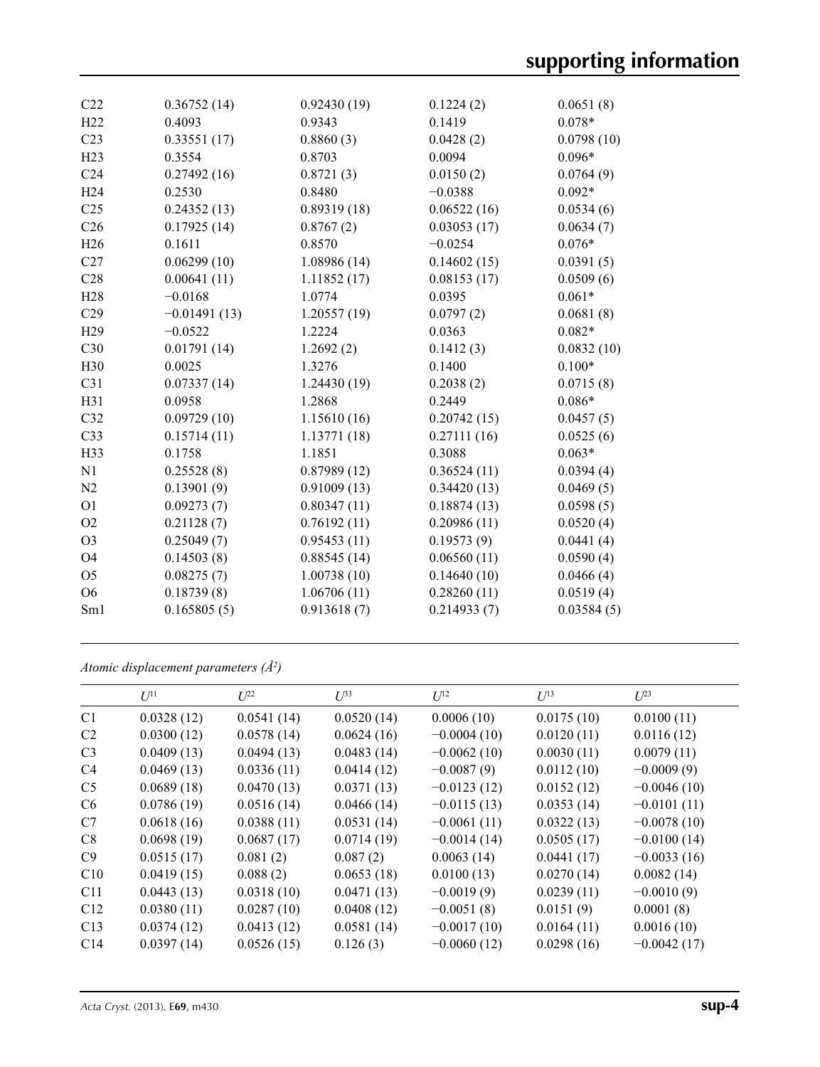| | | | | |
|---|---|---|---|---|
| C22 | 0.36752 (14) | 0.92430 (19) | 0.1224 (2) | 0.0651 (8) |
| H22 | 0.4093 | 0.9343 | 0.1419 | 0.078* |
| C23 | 0.33551 (17) | 0.8860 (3) | 0.0428 (2) | 0.0798 (10) |
| H23 | 0.3554 | 0.8703 | 0.0094 | 0.096* |
| C24 | 0.27492 (16) | 0.8721 (3) | 0.0150 (2) | 0.0764 (9) |
| H24 | 0.2530 | 0.8480 | −0.0388 | 0.092* |
| C25 | 0.24352 (13) | 0.89319 (18) | 0.06522 (16) | 0.0534 (6) |
| C26 | 0.17925 (14) | 0.8767 (2) | 0.03053 (17) | 0.0634 (7) |
| H26 | 0.1611 | 0.8570 | −0.0254 | 0.076* |
| C27 | 0.06299 (10) | 1.08986 (14) | 0.14602 (15) | 0.0391 (5) |
| C28 | 0.00641 (11) | 1.11852 (17) | 0.08153 (17) | 0.0509 (6) |
| H28 | −0.0168 | 1.0774 | 0.0395 | 0.061* |
| C29 | −0.01491 (13) | 1.20557 (19) | 0.0797 (2) | 0.0681 (8) |
| H29 | −0.0522 | 1.2224 | 0.0363 | 0.082* |
| C30 | 0.01791 (14) | 1.2692 (2) | 0.1412 (3) | 0.0832 (10) |
| H30 | 0.0025 | 1.3276 | 0.1400 | 0.100* |
| C31 | 0.07337 (14) | 1.24430 (19) | 0.2038 (2) | 0.0715 (8) |
| H31 | 0.0958 | 1.2868 | 0.2449 | 0.086* |
| C32 | 0.09729 (10) | 1.15610 (16) | 0.20742 (15) | 0.0457 (5) |
| C33 | 0.15714 (11) | 1.13771 (18) | 0.27111 (16) | 0.0525 (6) |
| H33 | 0.1758 | 1.1851 | 0.3088 | 0.063* |
| N1 | 0.25528 (8) | 0.87989 (12) | 0.36524 (11) | 0.0394 (4) |
| N2 | 0.13901 (9) | 0.91009 (13) | 0.34420 (13) | 0.0469 (5) |
| O1 | 0.09273 (7) | 0.80347 (11) | 0.18874 (13) | 0.0598 (5) |
| O2 | 0.21128 (7) | 0.76192 (11) | 0.20986 (11) | 0.0520 (4) |
| O3 | 0.25049 (7) | 0.95453 (11) | 0.19573 (9) | 0.0441 (4) |
| O4 | 0.14503 (8) | 0.88545 (14) | 0.06560 (11) | 0.0590 (4) |
| O5 | 0.08275 (7) | 1.00738 (10) | 0.14640 (10) | 0.0466 (4) |
| O6 | 0.18739 (8) | 1.06706 (11) | 0.28260 (11) | 0.0519 (4) |
| Sm1 | 0.165805 (5) | 0.913618 (7) | 0.214933 (7) | 0.03584 (5) |

*Atomic displacement parameters (Å²)*

| | $U^{11}$ | $U^{22}$ | $U^{33}$ | $U^{12}$ | $U^{13}$ | $U^{23}$ |
|---|---|---|---|---|---|---|
| C1 | 0.0328 (12) | 0.0541 (14) | 0.0520 (14) | 0.0006 (10) | 0.0175 (10) | 0.0100 (11) |
| C2 | 0.0300 (12) | 0.0578 (14) | 0.0624 (16) | −0.0004 (10) | 0.0120 (11) | 0.0116 (12) |
| C3 | 0.0409 (13) | 0.0494 (13) | 0.0483 (14) | −0.0062 (10) | 0.0030 (11) | 0.0079 (11) |
| C4 | 0.0469 (13) | 0.0336 (11) | 0.0414 (12) | −0.0087 (9) | 0.0112 (10) | −0.0009 (9) |
| C5 | 0.0689 (18) | 0.0470 (13) | 0.0371 (13) | −0.0123 (12) | 0.0152 (12) | −0.0046 (10) |
| C6 | 0.0786 (19) | 0.0516 (14) | 0.0466 (14) | −0.0115 (13) | 0.0353 (14) | −0.0101 (11) |
| C7 | 0.0618 (16) | 0.0388 (11) | 0.0531 (14) | −0.0061 (11) | 0.0322 (13) | −0.0078 (10) |
| C8 | 0.0698 (19) | 0.0687 (17) | 0.0714 (19) | −0.0014 (14) | 0.0505 (17) | −0.0100 (14) |
| C9 | 0.0515 (17) | 0.081 (2) | 0.087 (2) | 0.0063 (14) | 0.0441 (17) | −0.0033 (16) |
| C10 | 0.0419 (15) | 0.088 (2) | 0.0653 (18) | 0.0100 (13) | 0.0270 (14) | 0.0082 (14) |
| C11 | 0.0443 (13) | 0.0318 (10) | 0.0471 (13) | −0.0019 (9) | 0.0239 (11) | −0.0010 (9) |
| C12 | 0.0380 (11) | 0.0287 (10) | 0.0408 (12) | −0.0051 (8) | 0.0151 (9) | 0.0001 (8) |
| C13 | 0.0374 (12) | 0.0413 (12) | 0.0581 (14) | −0.0017 (10) | 0.0164 (11) | 0.0016 (10) |
| C14 | 0.0397 (14) | 0.0526 (15) | 0.126 (3) | −0.0060 (12) | 0.0298 (16) | −0.0042 (17) |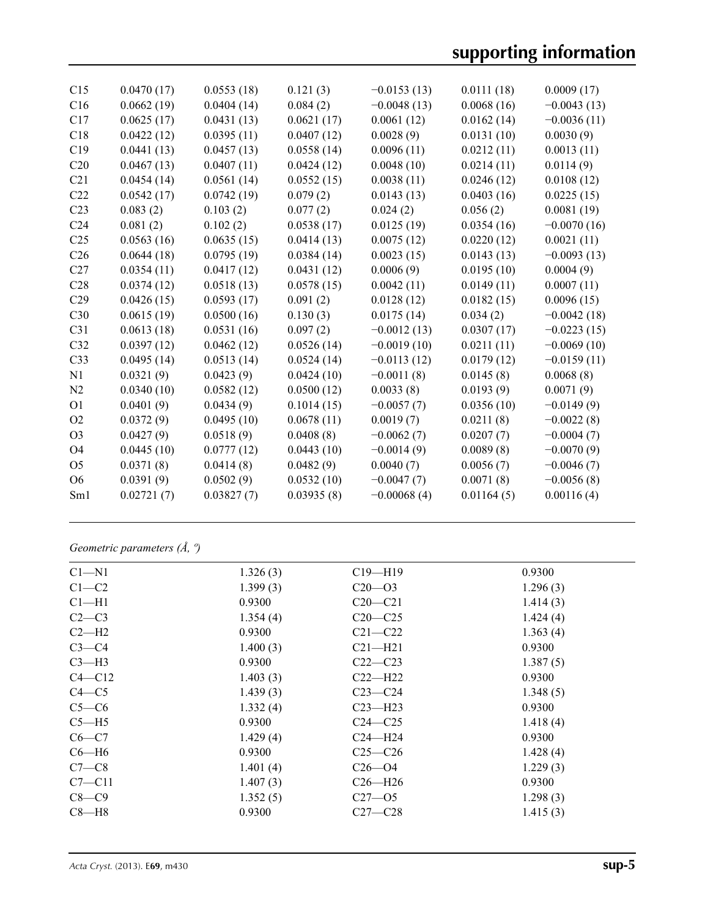| | | | | | | |
|---|---|---|---|---|---|---|
| C15 | 0.0470 (17) | 0.0553 (18) | 0.121 (3) | −0.0153 (13) | 0.0111 (18) | 0.0009 (17) |
| C16 | 0.0662 (19) | 0.0404 (14) | 0.084 (2) | −0.0048 (13) | 0.0068 (16) | −0.0043 (13) |
| C17 | 0.0625 (17) | 0.0431 (13) | 0.0621 (17) | 0.0061 (12) | 0.0162 (14) | −0.0036 (11) |
| C18 | 0.0422 (12) | 0.0395 (11) | 0.0407 (12) | 0.0028 (9) | 0.0131 (10) | 0.0030 (9) |
| C19 | 0.0441 (13) | 0.0457 (13) | 0.0558 (14) | 0.0096 (11) | 0.0212 (11) | 0.0013 (11) |
| C20 | 0.0467 (13) | 0.0407 (11) | 0.0424 (12) | 0.0048 (10) | 0.0214 (11) | 0.0114 (9) |
| C21 | 0.0454 (14) | 0.0561 (14) | 0.0552 (15) | 0.0038 (11) | 0.0246 (12) | 0.0108 (12) |
| C22 | 0.0542 (17) | 0.0742 (19) | 0.079 (2) | 0.0143 (13) | 0.0403 (16) | 0.0225 (15) |
| C23 | 0.083 (2) | 0.103 (2) | 0.077 (2) | 0.024 (2) | 0.056 (2) | 0.0081 (19) |
| C24 | 0.081 (2) | 0.102 (2) | 0.0538 (17) | 0.0125 (19) | 0.0354 (16) | −0.0070 (16) |
| C25 | 0.0563 (16) | 0.0635 (15) | 0.0414 (13) | 0.0075 (12) | 0.0220 (12) | 0.0021 (11) |
| C26 | 0.0644 (18) | 0.0795 (19) | 0.0384 (14) | 0.0023 (15) | 0.0143 (13) | −0.0093 (13) |
| C27 | 0.0354 (11) | 0.0417 (12) | 0.0431 (12) | 0.0006 (9) | 0.0195 (10) | 0.0004 (9) |
| C28 | 0.0374 (12) | 0.0518 (13) | 0.0578 (15) | 0.0042 (11) | 0.0149 (11) | 0.0007 (11) |
| C29 | 0.0426 (15) | 0.0593 (17) | 0.091 (2) | 0.0128 (12) | 0.0182 (15) | 0.0096 (15) |
| C30 | 0.0615 (19) | 0.0500 (16) | 0.130 (3) | 0.0175 (14) | 0.034 (2) | −0.0042 (18) |
| C31 | 0.0613 (18) | 0.0531 (16) | 0.097 (2) | −0.0012 (13) | 0.0307 (17) | −0.0223 (15) |
| C32 | 0.0397 (12) | 0.0462 (12) | 0.0526 (14) | −0.0019 (10) | 0.0211 (11) | −0.0069 (10) |
| C33 | 0.0495 (14) | 0.0513 (14) | 0.0524 (14) | −0.0113 (12) | 0.0179 (12) | −0.0159 (11) |
| N1 | 0.0321 (9) | 0.0423 (9) | 0.0424 (10) | −0.0011 (8) | 0.0145 (8) | 0.0068 (8) |
| N2 | 0.0340 (10) | 0.0582 (12) | 0.0500 (12) | 0.0033 (8) | 0.0193 (9) | 0.0071 (9) |
| O1 | 0.0401 (9) | 0.0434 (9) | 0.1014 (15) | −0.0057 (7) | 0.0356 (10) | −0.0149 (9) |
| O2 | 0.0372 (9) | 0.0495 (10) | 0.0678 (11) | 0.0019 (7) | 0.0211 (8) | −0.0022 (8) |
| O3 | 0.0427 (9) | 0.0518 (9) | 0.0408 (8) | −0.0062 (7) | 0.0207 (7) | −0.0004 (7) |
| O4 | 0.0445 (10) | 0.0777 (12) | 0.0443 (10) | −0.0014 (9) | 0.0089 (8) | −0.0070 (9) |
| O5 | 0.0371 (8) | 0.0414 (8) | 0.0482 (9) | 0.0040 (7) | 0.0056 (7) | −0.0046 (7) |
| O6 | 0.0391 (9) | 0.0502 (9) | 0.0532 (10) | −0.0047 (7) | 0.0071 (8) | −0.0056 (8) |
| Sm1 | 0.02721 (7) | 0.03827 (7) | 0.03935 (8) | −0.00068 (4) | 0.01164 (5) | 0.00116 (4) |

*Geometric parameters (Å, º)*

| | | | |
|---|---|---|---|
| C1—N1 | 1.326 (3) | C19—H19 | 0.9300 |
| C1—C2 | 1.399 (3) | C20—O3 | 1.296 (3) |
| C1—H1 | 0.9300 | C20—C21 | 1.414 (3) |
| C2—C3 | 1.354 (4) | C20—C25 | 1.424 (4) |
| C2—H2 | 0.9300 | C21—C22 | 1.363 (4) |
| C3—C4 | 1.400 (3) | C21—H21 | 0.9300 |
| C3—H3 | 0.9300 | C22—C23 | 1.387 (5) |
| C4—C12 | 1.403 (3) | C22—H22 | 0.9300 |
| C4—C5 | 1.439 (3) | C23—C24 | 1.348 (5) |
| C5—C6 | 1.332 (4) | C23—H23 | 0.9300 |
| C5—H5 | 0.9300 | C24—C25 | 1.418 (4) |
| C6—C7 | 1.429 (4) | C24—H24 | 0.9300 |
| C6—H6 | 0.9300 | C25—C26 | 1.428 (4) |
| C7—C8 | 1.401 (4) | C26—O4 | 1.229 (3) |
| C7—C11 | 1.407 (3) | C26—H26 | 0.9300 |
| C8—C9 | 1.352 (5) | C27—O5 | 1.298 (3) |
| C8—H8 | 0.9300 | C27—C28 | 1.415 (3) |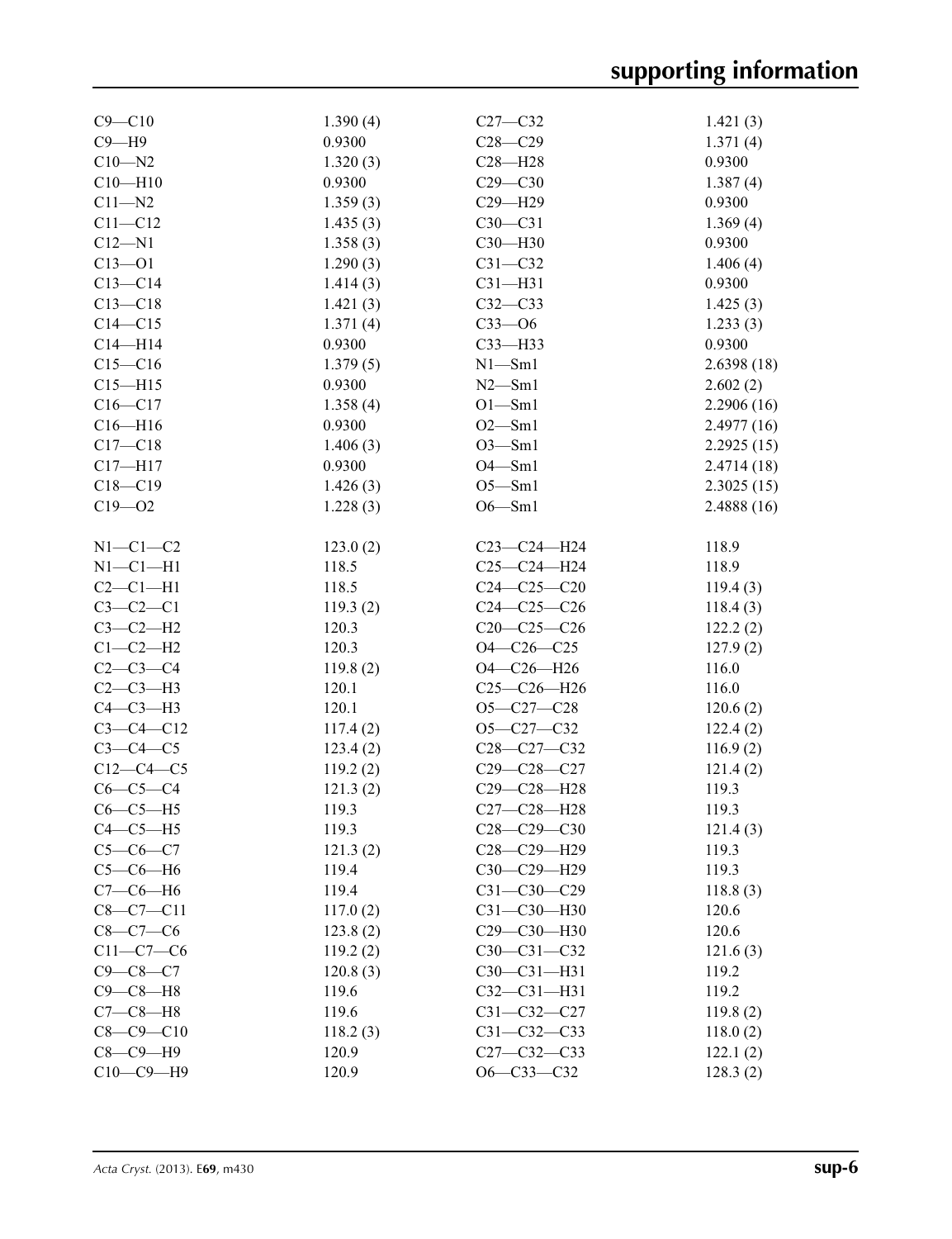| | | | |
|---|---|---|---|
| C9—C10 | 1.390 (4) | C27—C32 | 1.421 (3) |
| C9—H9 | 0.9300 | C28—C29 | 1.371 (4) |
| C10—N2 | 1.320 (3) | C28—H28 | 0.9300 |
| C10—H10 | 0.9300 | C29—C30 | 1.387 (4) |
| C11—N2 | 1.359 (3) | C29—H29 | 0.9300 |
| C11—C12 | 1.435 (3) | C30—C31 | 1.369 (4) |
| C12—N1 | 1.358 (3) | C30—H30 | 0.9300 |
| C13—O1 | 1.290 (3) | C31—C32 | 1.406 (4) |
| C13—C14 | 1.414 (3) | C31—H31 | 0.9300 |
| C13—C18 | 1.421 (3) | C32—C33 | 1.425 (3) |
| C14—C15 | 1.371 (4) | C33—O6 | 1.233 (3) |
| C14—H14 | 0.9300 | C33—H33 | 0.9300 |
| C15—C16 | 1.379 (5) | N1—Sm1 | 2.6398 (18) |
| C15—H15 | 0.9300 | N2—Sm1 | 2.602 (2) |
| C16—C17 | 1.358 (4) | O1—Sm1 | 2.2906 (16) |
| C16—H16 | 0.9300 | O2—Sm1 | 2.4977 (16) |
| C17—C18 | 1.406 (3) | O3—Sm1 | 2.2925 (15) |
| C17—H17 | 0.9300 | O4—Sm1 | 2.4714 (18) |
| C18—C19 | 1.426 (3) | O5—Sm1 | 2.3025 (15) |
| C19—O2 | 1.228 (3) | O6—Sm1 | 2.4888 (16) |

| | | | |
|---|---|---|---|
| N1—C1—C2 | 123.0 (2) | C23—C24—H24 | 118.9 |
| N1—C1—H1 | 118.5 | C25—C24—H24 | 118.9 |
| C2—C1—H1 | 118.5 | C24—C25—C20 | 119.4 (3) |
| C3—C2—C1 | 119.3 (2) | C24—C25—C26 | 118.4 (3) |
| C3—C2—H2 | 120.3 | C20—C25—C26 | 122.2 (2) |
| C1—C2—H2 | 120.3 | O4—C26—C25 | 127.9 (2) |
| C2—C3—C4 | 119.8 (2) | O4—C26—H26 | 116.0 |
| C2—C3—H3 | 120.1 | C25—C26—H26 | 116.0 |
| C4—C3—H3 | 120.1 | O5—C27—C28 | 120.6 (2) |
| C3—C4—C12 | 117.4 (2) | O5—C27—C32 | 122.4 (2) |
| C3—C4—C5 | 123.4 (2) | C28—C27—C32 | 116.9 (2) |
| C12—C4—C5 | 119.2 (2) | C29—C28—C27 | 121.4 (2) |
| C6—C5—C4 | 121.3 (2) | C29—C28—H28 | 119.3 |
| C6—C5—H5 | 119.3 | C27—C28—H28 | 119.3 |
| C4—C5—H5 | 119.3 | C28—C29—C30 | 121.4 (3) |
| C5—C6—C7 | 121.3 (2) | C28—C29—H29 | 119.3 |
| C5—C6—H6 | 119.4 | C30—C29—H29 | 119.3 |
| C7—C6—H6 | 119.4 | C31—C30—C29 | 118.8 (3) |
| C8—C7—C11 | 117.0 (2) | C31—C30—H30 | 120.6 |
| C8—C7—C6 | 123.8 (2) | C29—C30—H30 | 120.6 |
| C11—C7—C6 | 119.2 (2) | C30—C31—C32 | 121.6 (3) |
| C9—C8—C7 | 120.8 (3) | C30—C31—H31 | 119.2 |
| C9—C8—H8 | 119.6 | C32—C31—H31 | 119.2 |
| C7—C8—H8 | 119.6 | C31—C32—C27 | 119.8 (2) |
| C8—C9—C10 | 118.2 (3) | C31—C32—C33 | 118.0 (2) |
| C8—C9—H9 | 120.9 | C27—C32—C33 | 122.1 (2) |
| C10—C9—H9 | 120.9 | O6—C33—C32 | 128.3 (2) |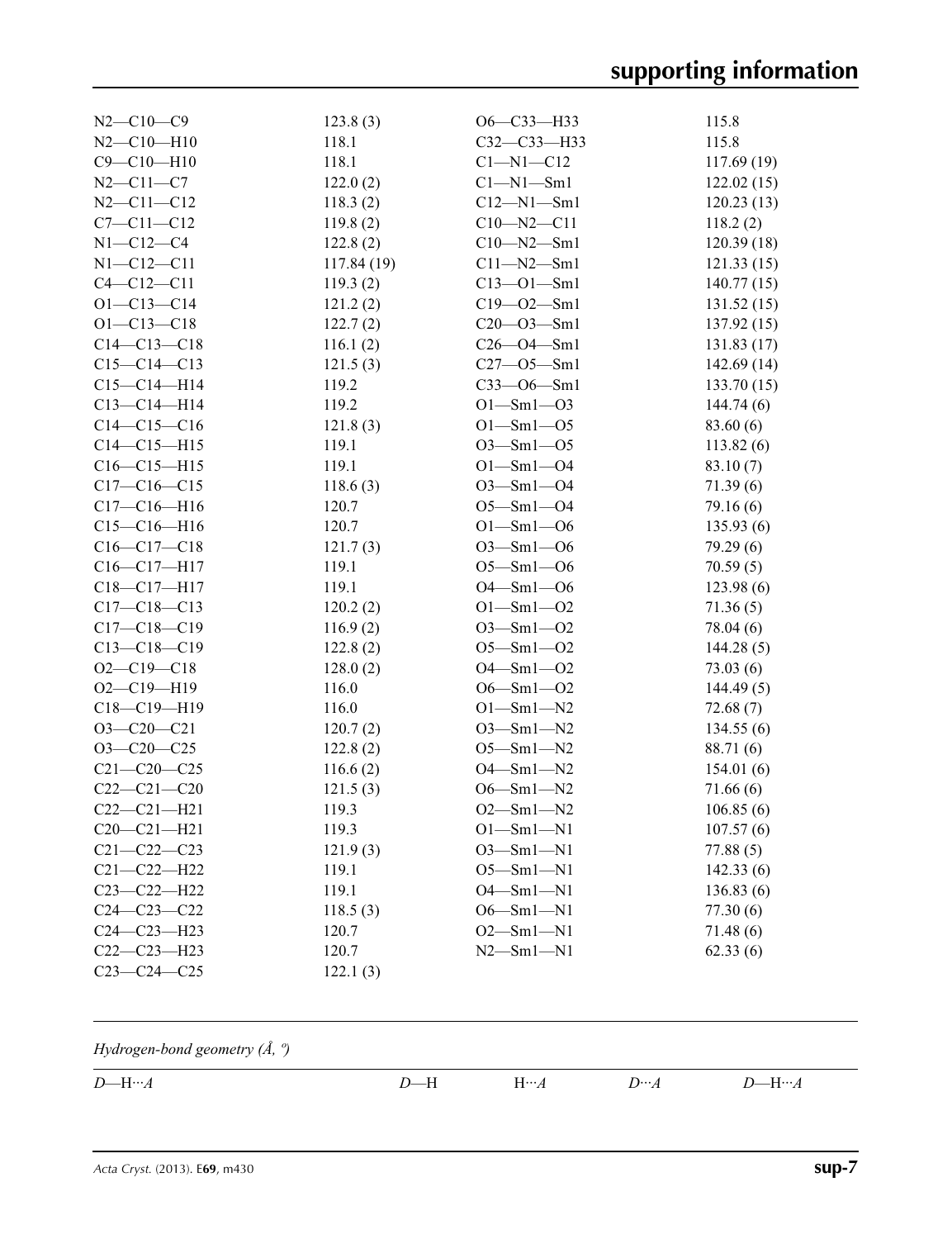| | | | |
|---|---|---|---|
| N2—C10—C9 | 123.8 (3) | O6—C33—H33 | 115.8 |
| N2—C10—H10 | 118.1 | C32—C33—H33 | 115.8 |
| C9—C10—H10 | 118.1 | C1—N1—C12 | 117.69 (19) |
| N2—C11—C7 | 122.0 (2) | C1—N1—Sm1 | 122.02 (15) |
| N2—C11—C12 | 118.3 (2) | C12—N1—Sm1 | 120.23 (13) |
| C7—C11—C12 | 119.8 (2) | C10—N2—C11 | 118.2 (2) |
| N1—C12—C4 | 122.8 (2) | C10—N2—Sm1 | 120.39 (18) |
| N1—C12—C11 | 117.84 (19) | C11—N2—Sm1 | 121.33 (15) |
| C4—C12—C11 | 119.3 (2) | C13—O1—Sm1 | 140.77 (15) |
| O1—C13—C14 | 121.2 (2) | C19—O2—Sm1 | 131.52 (15) |
| O1—C13—C18 | 122.7 (2) | C20—O3—Sm1 | 137.92 (15) |
| C14—C13—C18 | 116.1 (2) | C26—O4—Sm1 | 131.83 (17) |
| C15—C14—C13 | 121.5 (3) | C27—O5—Sm1 | 142.69 (14) |
| C15—C14—H14 | 119.2 | C33—O6—Sm1 | 133.70 (15) |
| C13—C14—H14 | 119.2 | O1—Sm1—O3 | 144.74 (6) |
| C14—C15—C16 | 121.8 (3) | O1—Sm1—O5 | 83.60 (6) |
| C14—C15—H15 | 119.1 | O3—Sm1—O5 | 113.82 (6) |
| C16—C15—H15 | 119.1 | O1—Sm1—O4 | 83.10 (7) |
| C17—C16—C15 | 118.6 (3) | O3—Sm1—O4 | 71.39 (6) |
| C17—C16—H16 | 120.7 | O5—Sm1—O4 | 79.16 (6) |
| C15—C16—H16 | 120.7 | O1—Sm1—O6 | 135.93 (6) |
| C16—C17—C18 | 121.7 (3) | O3—Sm1—O6 | 79.29 (6) |
| C16—C17—H17 | 119.1 | O5—Sm1—O6 | 70.59 (5) |
| C18—C17—H17 | 119.1 | O4—Sm1—O6 | 123.98 (6) |
| C17—C18—C13 | 120.2 (2) | O1—Sm1—O2 | 71.36 (5) |
| C17—C18—C19 | 116.9 (2) | O3—Sm1—O2 | 78.04 (6) |
| C13—C18—C19 | 122.8 (2) | O5—Sm1—O2 | 144.28 (5) |
| O2—C19—C18 | 128.0 (2) | O4—Sm1—O2 | 73.03 (6) |
| O2—C19—H19 | 116.0 | O6—Sm1—O2 | 144.49 (5) |
| C18—C19—H19 | 116.0 | O1—Sm1—N2 | 72.68 (7) |
| O3—C20—C21 | 120.7 (2) | O3—Sm1—N2 | 134.55 (6) |
| O3—C20—C25 | 122.8 (2) | O5—Sm1—N2 | 88.71 (6) |
| C21—C20—C25 | 116.6 (2) | O4—Sm1—N2 | 154.01 (6) |
| C22—C21—C20 | 121.5 (3) | O6—Sm1—N2 | 71.66 (6) |
| C22—C21—H21 | 119.3 | O2—Sm1—N2 | 106.85 (6) |
| C20—C21—H21 | 119.3 | O1—Sm1—N1 | 107.57 (6) |
| C21—C22—C23 | 121.9 (3) | O3—Sm1—N1 | 77.88 (5) |
| C21—C22—H22 | 119.1 | O5—Sm1—N1 | 142.33 (6) |
| C23—C22—H22 | 119.1 | O4—Sm1—N1 | 136.83 (6) |
| C24—C23—C22 | 118.5 (3) | O6—Sm1—N1 | 77.30 (6) |
| C24—C23—H23 | 120.7 | O2—Sm1—N1 | 71.48 (6) |
| C22—C23—H23 | 120.7 | N2—Sm1—N1 | 62.33 (6) |
| C23—C24—C25 | 122.1 (3) | | |

*Hydrogen-bond geometry (Å, º)*

| *D*—H···*A* | *D*—H | H···*A* | *D*···*A* | *D*—H···*A* |
|---|---|---|---|---|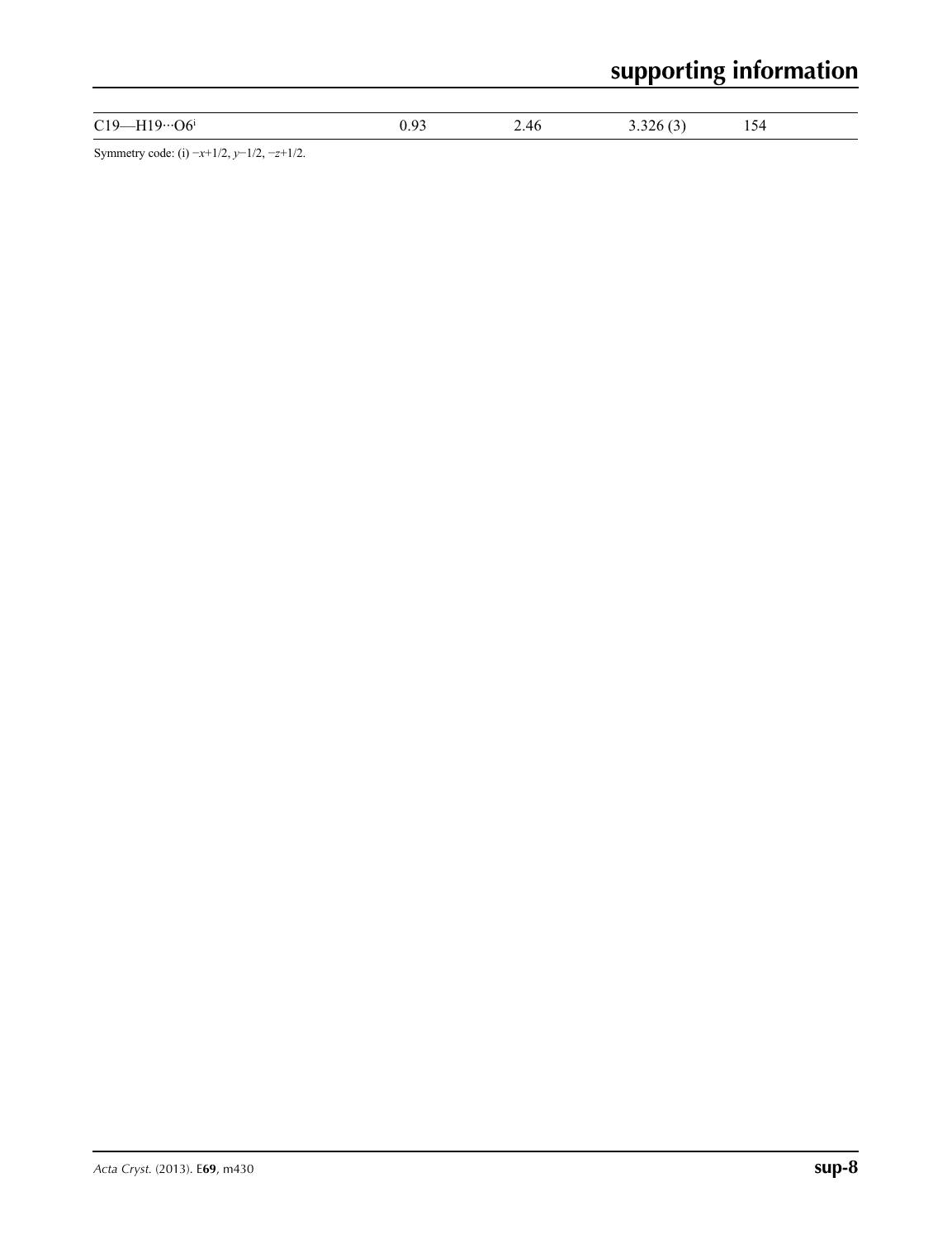| | | | | |
|---|---|---|---|---|
| C19—H19···O6$^{i}$ | 0.93 | 2.46 | 3.326 (3) | 154 |

Symmetry code: (i) $-x+1/2, y-1/2, -z+1/2$.